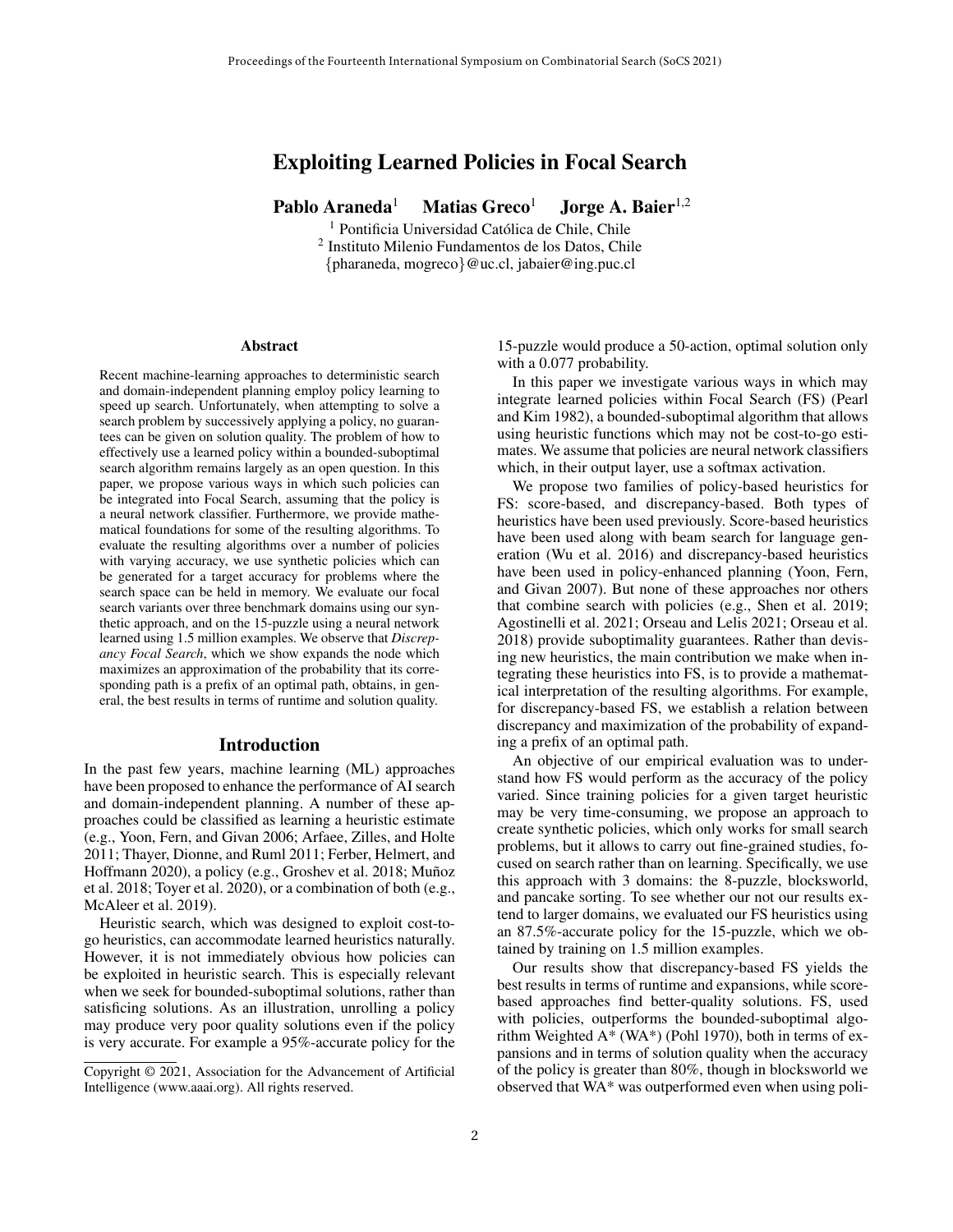# Exploiting Learned Policies in Focal Search

**Pablo Araneda**[1] **Matias Greco**[1] **Jorge A. Baier**[1,2]

[1] Pontificia Universidad Católica de Chile, Chile
[2] Instituto Milenio Fundamentos de los Datos, Chile
{pharaneda, mogreco}@uc.cl, jabaier@ing.puc.cl

## Abstract

Recent machine-learning approaches to deterministic search and domain-independent planning employ policy learning to speed up search. Unfortunately, when attempting to solve a search problem by successively applying a policy, no guarantees can be given on solution quality. The problem of how to effectively use a learned policy within a bounded-suboptimal search algorithm remains largely as an open question. In this paper, we propose various ways in which such policies can be integrated into Focal Search, assuming that the policy is a neural network classifier. Furthermore, we provide mathematical foundations for some of the resulting algorithms. To evaluate the resulting algorithms over a number of policies with varying accuracy, we use synthetic policies which can be generated for a target accuracy for problems where the search space can be held in memory. We evaluate our focal search variants over three benchmark domains using our synthetic approach, and on the 15-puzzle using a neural network learned using 1.5 million examples. We observe that *Discrepancy Focal Search*, which we show expands the node which maximizes an approximation of the probability that its corresponding path is a prefix of an optimal path, obtains, in general, the best results in terms of runtime and solution quality.

## Introduction

In the past few years, machine learning (ML) approaches have been proposed to enhance the performance of AI search and domain-independent planning. A number of these approaches could be classified as learning a heuristic estimate (e.g., Yoon, Fern, and Givan 2006; Arfaee, Zilles, and Holte 2011; Thayer, Dionne, and Ruml 2011; Ferber, Helmert, and Hoffmann 2020), a policy (e.g., Groshev et al. 2018; Muñoz et al. 2018; Toyer et al. 2020), or a combination of both (e.g., McAleer et al. 2019).

Heuristic search, which was designed to exploit cost-to-go heuristics, can accommodate learned heuristics naturally. However, it is not immediately obvious how policies can be exploited in heuristic search. This is especially relevant when we seek for bounded-suboptimal solutions, rather than satisficing solutions. As an illustration, unrolling a policy may produce very poor quality solutions even if the policy is very accurate. For example a 95%-accurate policy for the 15-puzzle would produce a 50-action, optimal solution only with a 0.077 probability.

In this paper we investigate various ways in which may integrate learned policies within Focal Search (FS) (Pearl and Kim 1982), a bounded-suboptimal algorithm that allows using heuristic functions which may not be cost-to-go estimates. We assume that policies are neural network classifiers which, in their output layer, use a softmax activation.

We propose two families of policy-based heuristics for FS: score-based, and discrepancy-based. Both types of heuristics have been used previously. Score-based heuristics have been used along with beam search for language generation (Wu et al. 2016) and discrepancy-based heuristics have been used in policy-enhanced planning (Yoon, Fern, and Givan 2007). But none of these approaches nor others that combine search with policies (e.g., Shen et al. 2019; Agostinelli et al. 2021; Orseau and Lelis 2021; Orseau et al. 2018) provide suboptimality guarantees. Rather than devising new heuristics, the main contribution we make when integrating these heuristics into FS, is to provide a mathematical interpretation of the resulting algorithms. For example, for discrepancy-based FS, we establish a relation between discrepancy and maximization of the probability of expanding a prefix of an optimal path.

An objective of our empirical evaluation was to understand how FS would perform as the accuracy of the policy varied. Since training policies for a given target heuristic may be very time-consuming, we propose an approach to create synthetic policies, which only works for small search problems, but it allows to carry out fine-grained studies, focused on search rather than on learning. Specifically, we use this approach with 3 domains: the 8-puzzle, blocksworld, and pancake sorting. To see whether our not our results extend to larger domains, we evaluated our FS heuristics using an 87.5%-accurate policy for the 15-puzzle, which we obtained by training on 1.5 million examples.

Our results show that discrepancy-based FS yields the best results in terms of runtime and expansions, while score-based approaches find better-quality solutions. FS, used with policies, outperforms the bounded-suboptimal algorithm Weighted A* (WA*) (Pohl 1970), both in terms of expansions and in terms of solution quality when the accuracy of the policy is greater than 80%, though in blocksworld we observed that WA* was outperformed even when using poli-

Copyright © 2021, Association for the Advancement of Artificial Intelligence (www.aaai.org). All rights reserved.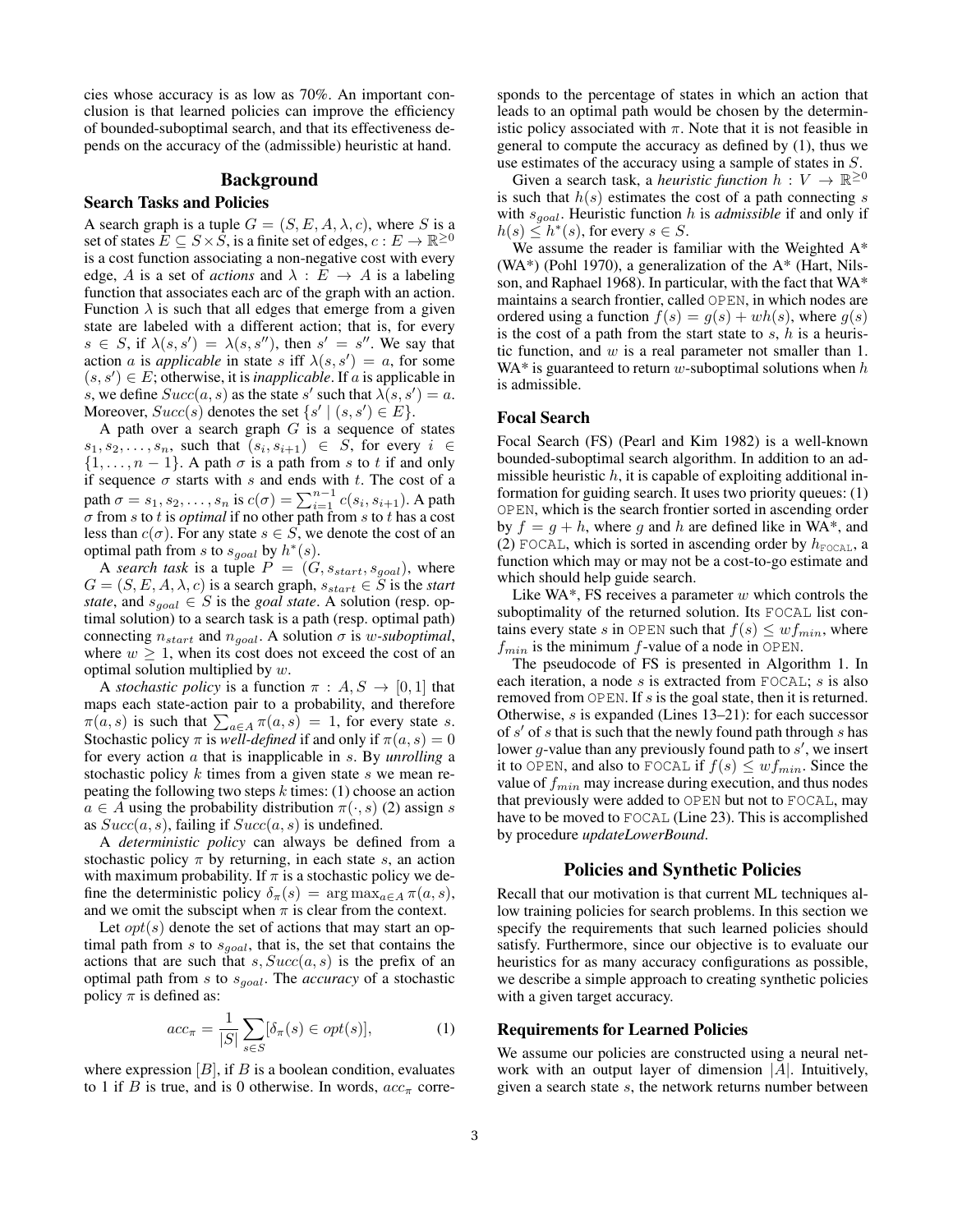cies whose accuracy is as low as 70%. An important conclusion is that learned policies can improve the efficiency of bounded-suboptimal search, and that its effectiveness depends on the accuracy of the (admissible) heuristic at hand.

## Background

### Search Tasks and Policies

A search graph is a tuple $G = (S, E, A, \lambda, c)$, where $S$ is a set of states $E \subseteq S \times S$, is a finite set of edges, $c : E \to \mathbb{R}^{\geq 0}$ is a cost function associating a non-negative cost with every edge, $A$ is a set of *actions* and $\lambda : E \to A$ is a labeling function that associates each arc of the graph with an action. Function $\lambda$ is such that all edges that emerge from a given state are labeled with a different action; that is, for every $s \in S$, if $\lambda(s, s') = \lambda(s, s'')$, then $s' = s''$. We say that action $a$ is *applicable* in state $s$ iff $\lambda(s, s') = a$, for some $(s, s') \in E$; otherwise, it is *inapplicable*. If $a$ is applicable in $s$, we define $Succ(a, s)$ as the state $s'$ such that $\lambda(s, s') = a$. Moreover, $Succ(s)$ denotes the set $\{s' \mid (s, s') \in E\}$.

A path over a search graph $G$ is a sequence of states $s_1, s_2, \ldots, s_n$, such that $(s_i, s_{i+1}) \in S$, for every $i \in \{1, \ldots, n-1\}$. A path $\sigma$ is a path from $s$ to $t$ if and only if sequence $\sigma$ starts with $s$ and ends with $t$. The cost of a path $\sigma = s_1, s_2, \ldots, s_n$ is $c(\sigma) = \sum_{i=1}^{n-1} c(s_i, s_{i+1})$. A path $\sigma$ from $s$ to $t$ is *optimal* if no other path from $s$ to $t$ has a cost less than $c(\sigma)$. For any state $s \in S$, we denote the cost of an optimal path from $s$ to $s_{goal}$ by $h^*(s)$.

A *search task* is a tuple $P = (G, s_{start}, s_{goal})$, where $G = (S, E, A, \lambda, c)$ is a search graph, $s_{start} \in S$ is the *start state*, and $s_{goal} \in S$ is the *goal state*. A solution (resp. optimal solution) to a search task is a path (resp. optimal path) connecting $n_{start}$ and $n_{goal}$. A solution $\sigma$ is $w$-*suboptimal*, where $w \geq 1$, when its cost does not exceed the cost of an optimal solution multiplied by $w$.

A *stochastic policy* is a function $\pi : A, S \to [0, 1]$ that maps each state-action pair to a probability, and therefore $\pi(a, s)$ is such that $\sum_{a \in A} \pi(a, s) = 1$, for every state $s$. Stochastic policy $\pi$ is *well-defined* if and only if $\pi(a, s) = 0$ for every action $a$ that is inapplicable in $s$. By *unrolling* a stochastic policy $k$ times from a given state $s$ we mean repeating the following two steps $k$ times: (1) choose an action $a \in A$ using the probability distribution $\pi(\cdot, s)$ (2) assign $s$ as $Succ(a, s)$, failing if $Succ(a, s)$ is undefined.

A *deterministic policy* can always be defined from a stochastic policy $\pi$ by returning, in each state $s$, an action with maximum probability. If $\pi$ is a stochastic policy we define the deterministic policy $\delta_\pi(s) = \arg\max_{a \in A} \pi(a, s)$, and we omit the subscipt when $\pi$ is clear from the context.

Let $opt(s)$ denote the set of actions that may start an optimal path from $s$ to $s_{goal}$, that is, the set that contains the actions that are such that $s, Succ(a, s)$ is the prefix of an optimal path from $s$ to $s_{goal}$. The *accuracy* of a stochastic policy $\pi$ is defined as:

$$acc_\pi = \frac{1}{|S|} \sum_{s \in S} [\delta_\pi(s) \in opt(s)], \tag{1}$$

where expression $[B]$, if $B$ is a boolean condition, evaluates to 1 if $B$ is true, and is 0 otherwise. In words, $acc_\pi$ corresponds to the percentage of states in which an action that leads to an optimal path would be chosen by the deterministic policy associated with $\pi$. Note that it is not feasible in general to compute the accuracy as defined by (1), thus we use estimates of the accuracy using a sample of states in $S$.

Given a search task, a *heuristic function* $h : V \to \mathbb{R}^{\geq 0}$ is such that $h(s)$ estimates the cost of a path connecting $s$ with $s_{goal}$. Heuristic function $h$ is *admissible* if and only if $h(s) \leq h^*(s)$, for every $s \in S$.

We assume the reader is familiar with the Weighted A* (WA*) (Pohl 1970), a generalization of the A* (Hart, Nilsson, and Raphael 1968). In particular, with the fact that WA* maintains a search frontier, called OPEN, in which nodes are ordered using a function $f(s) = g(s) + wh(s)$, where $g(s)$ is the cost of a path from the start state to $s$, $h$ is a heuristic function, and $w$ is a real parameter not smaller than 1. WA* is guaranteed to return $w$-suboptimal solutions when $h$ is admissible.

### Focal Search

Focal Search (FS) (Pearl and Kim 1982) is a well-known bounded-suboptimal search algorithm. In addition to an admissible heuristic $h$, it is capable of exploiting additional information for guiding search. It uses two priority queues: (1) OPEN, which is the search frontier sorted in ascending order by $f = g + h$, where $g$ and $h$ are defined like in WA*, and (2) FOCAL, which is sorted in ascending order by $h_{\texttt{FOCAL}}$, a function which may or may not be a cost-to-go estimate and which should help guide search.

Like WA*, FS receives a parameter $w$ which controls the suboptimality of the returned solution. Its FOCAL list contains every state $s$ in OPEN such that $f(s) \leq wf_{min}$, where $f_{min}$ is the minimum $f$-value of a node in OPEN.

The pseudocode of FS is presented in Algorithm 1. In each iteration, a node $s$ is extracted from FOCAL; $s$ is also removed from OPEN. If $s$ is the goal state, then it is returned. Otherwise, $s$ is expanded (Lines 13–21): for each successor of $s'$ of $s$ that is such that the newly found path through $s$ has lower $g$-value than any previously found path to $s'$, we insert it to OPEN, and also to FOCAL if $f(s) \leq wf_{min}$. Since the value of $f_{min}$ may increase during execution, and thus nodes that previously were added to OPEN but not to FOCAL, may have to be moved to FOCAL (Line 23). This is accomplished by procedure *updateLowerBound*.

## Policies and Synthetic Policies

Recall that our motivation is that current ML techniques allow training policies for search problems. In this section we specify the requirements that such learned policies should satisfy. Furthermore, since our objective is to evaluate our heuristics for as many accuracy configurations as possible, we describe a simple approach to creating synthetic policies with a given target accuracy.

### Requirements for Learned Policies

We assume our policies are constructed using a neural network with an output layer of dimension $|A|$. Intuitively, given a search state $s$, the network returns number between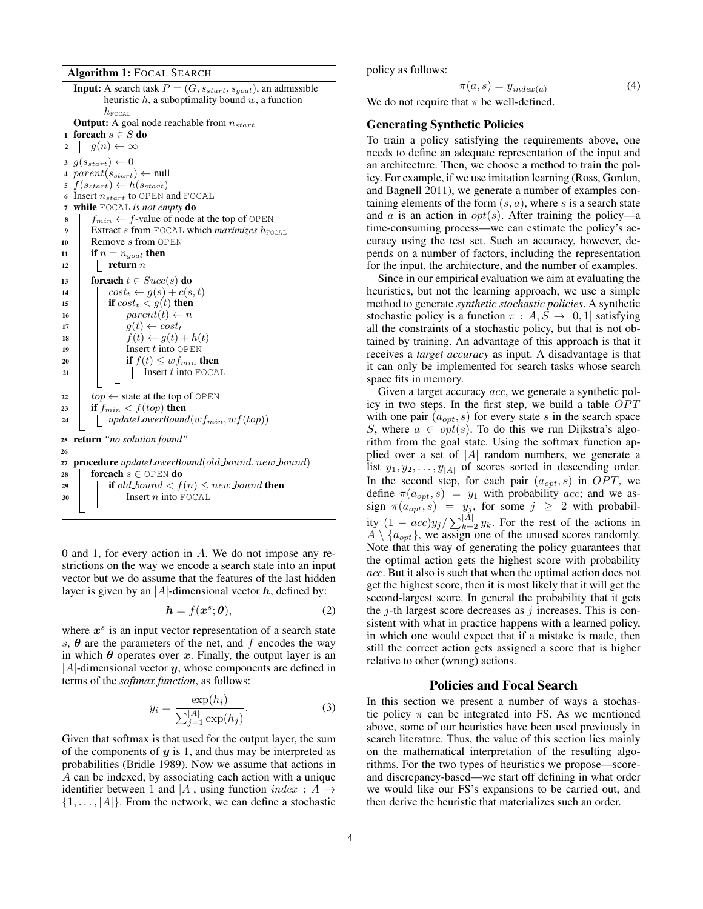**Algorithm 1:** FOCAL SEARCH

```
Input: A search task P = (G, s_start, s_goal), an admissible
       heuristic h, a suboptimality bound w, a function
       h_FOCAL
Output: A goal node reachable from n_start
1  foreach s ∈ S do
2      g(n) ← ∞
3  g(s_start) ← 0
4  parent(s_start) ← null
5  f(s_start) ← h(s_start)
6  Insert n_start to OPEN and FOCAL
7  while FOCAL is not empty do
8      f_min ← f-value of node at the top of OPEN
9      Extract s from FOCAL which maximizes h_FOCAL
10     Remove s from OPEN
11     if n = n_goal then
12         return n
13     foreach t ∈ Succ(s) do
14         cost_t ← g(s) + c(s, t)
15         if cost_t < g(t) then
16             parent(t) ← n
17             g(t) ← cost_t
18             f(t) ← g(t) + h(t)
19             Insert t into OPEN
20             if f(t) ≤ w f_min then
21                 Insert t into FOCAL
22     top ← state at the top of OPEN
23     if f_min < f(top) then
24         updateLowerBound(w f_min, w f(top))
25 return "no solution found"
26
27 procedure updateLowerBound(old_bound, new_bound)
28     foreach s ∈ OPEN do
29         if old_bound < f(n) ≤ new_bound then
30             Insert n into FOCAL
```

0 and 1, for every action in $A$. We do not impose any restrictions on the way we encode a search state into an input vector but we do assume that the features of the last hidden layer is given by an $|A|$-dimensional vector $\boldsymbol{h}$, defined by:

$$\boldsymbol{h} = f(\boldsymbol{x}^s; \boldsymbol{\theta}), \tag{2}$$

where $\boldsymbol{x}^s$ is an input vector representation of a search state $s$, $\boldsymbol{\theta}$ are the parameters of the net, and $f$ encodes the way in which $\boldsymbol{\theta}$ operates over $\boldsymbol{x}$. Finally, the output layer is an $|A|$-dimensional vector $\boldsymbol{y}$, whose components are defined in terms of the *softmax function*, as follows:

$$y_i = \frac{\exp(h_i)}{\sum_{j=1}^{|A|} \exp(h_j)}. \tag{3}$$

Given that softmax is that used for the output layer, the sum of the components of $\boldsymbol{y}$ is 1, and thus may be interpreted as probabilities (Bridle 1989). Now we assume that actions in $A$ can be indexed, by associating each action with a unique identifier between 1 and $|A|$, using function $index : A \to \{1, \ldots, |A|\}$. From the network, we can define a stochastic policy as follows:

$$\pi(a, s) = y_{index(a)} \tag{4}$$

We do not require that $\pi$ be well-defined.

### Generating Synthetic Policies

To train a policy satisfying the requirements above, one needs to define an adequate representation of the input and an architecture. Then, we choose a method to train the policy. For example, if we use imitation learning (Ross, Gordon, and Bagnell 2011), we generate a number of examples containing elements of the form $(s, a)$, where $s$ is a search state and $a$ is an action in $opt(s)$. After training the policy—a time-consuming process—we can estimate the policy's accuracy using the test set. Such an accuracy, however, depends on a number of factors, including the representation for the input, the architecture, and the number of examples.

Since in our empirical evaluation we aim at evaluating the heuristics, but not the learning approach, we use a simple method to generate *synthetic stochastic policies*. A synthetic stochastic policy is a function $\pi : A, S \to [0, 1]$ satisfying all the constraints of a stochastic policy, but that is not obtained by training. An advantage of this approach is that it receives a *target accuracy* as input. A disadvantage is that it can only be implemented for search tasks whose search space fits in memory.

Given a target accuracy $acc$, we generate a synthetic policy in two steps. In the first step, we build a table $OPT$ with one pair $(a_{opt}, s)$ for every state $s$ in the search space $S$, where $a \in opt(s)$. To do this we run Dijkstra's algorithm from the goal state. Using the softmax function applied over a set of $|A|$ random numbers, we generate a list $y_1, y_2, \ldots, y_{|A|}$ of scores sorted in descending order. In the second step, for each pair $(a_{opt}, s)$ in $OPT$, we define $\pi(a_{opt}, s) = y_1$ with probability $acc$; and we assign $\pi(a_{opt}, s) = y_j$, for some $j \geq 2$ with probability $(1 - acc)y_j / \sum_{k=2}^{|A|} y_k$. For the rest of the actions in $A \setminus \{a_{opt}\}$, we assign one of the unused scores randomly. Note that this way of generating the policy guarantees that the optimal action gets the highest score with probability $acc$. But it also is such that when the optimal action does not get the highest score, then it is most likely that it will get the second-largest score. In general the probability that it gets the $j$-th largest score decreases as $j$ increases. This is consistent with what in practice happens with a learned policy, in which one would expect that if a mistake is made, then still the correct action gets assigned a score that is higher relative to other (wrong) actions.

## Policies and Focal Search

In this section we present a number of ways a stochastic policy $\pi$ can be integrated into FS. As we mentioned above, some of our heuristics have been used previously in search literature. Thus, the value of this section lies mainly on the mathematical interpretation of the resulting algorithms. For the two types of heuristics we propose—score- and discrepancy-based—we start off defining in what order we would like our FS's expansions to be carried out, and then derive the heuristic that materializes such an order.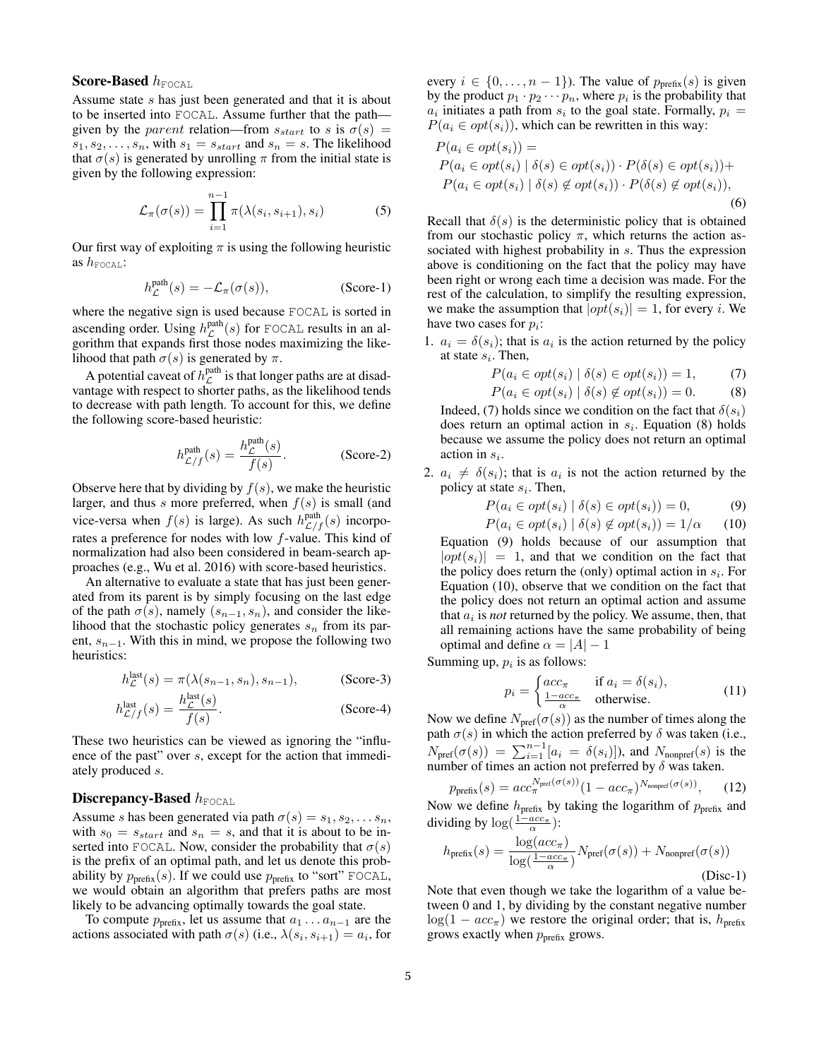### Score-Based $h_{\texttt{FOCAL}}$

Assume state $s$ has just been generated and that it is about to be inserted into FOCAL. Assume further that the path—given by the *parent* relation—from $s_{start}$ to $s$ is $\sigma(s) = s_1, s_2, \ldots, s_n$, with $s_1 = s_{start}$ and $s_n = s$. The likelihood that $\sigma(s)$ is generated by unrolling $\pi$ from the initial state is given by the following expression:

$$\mathcal{L}_\pi(\sigma(s)) = \prod_{i=1}^{n-1} \pi(\lambda(s_i, s_{i+1}), s_i) \tag{5}$$

Our first way of exploiting $\pi$ is using the following heuristic as $h_{\texttt{FOCAL}}$:

$$h^{\text{path}}_{\mathcal{L}}(s) = -\mathcal{L}_\pi(\sigma(s)), \tag{Score-1}$$

where the negative sign is used because FOCAL is sorted in ascending order. Using $h^{\text{path}}_{\mathcal{L}}(s)$ for FOCAL results in an algorithm that expands first those nodes maximizing the likelihood that path $\sigma(s)$ is generated by $\pi$.

A potential caveat of $h^{\text{path}}_{\mathcal{L}}$ is that longer paths are at disadvantage with respect to shorter paths, as the likelihood tends to decrease with path length. To account for this, we define the following score-based heuristic:

$$h^{\text{path}}_{\mathcal{L}/f}(s) = \frac{h^{\text{path}}_{\mathcal{L}}(s)}{f(s)}. \tag{Score-2}$$

Observe here that by dividing by $f(s)$, we make the heuristic larger, and thus $s$ more preferred, when $f(s)$ is small (and vice-versa when $f(s)$ is large). As such $h^{\text{path}}_{\mathcal{L}/f}(s)$ incorporates a preference for nodes with low $f$-value. This kind of normalization had also been considered in beam-search approaches (e.g., Wu et al. 2016) with score-based heuristics.

An alternative to evaluate a state that has just been generated from its parent is by simply focusing on the last edge of the path $\sigma(s)$, namely $(s_{n-1}, s_n)$, and consider the likelihood that the stochastic policy generates $s_n$ from its parent, $s_{n-1}$. With this in mind, we propose the following two heuristics:

$$h^{\text{last}}_{\mathcal{L}}(s) = \pi(\lambda(s_{n-1}, s_n), s_{n-1}), \tag{Score-3}$$

$$h^{\text{last}}_{\mathcal{L}/f}(s) = \frac{h^{\text{last}}_{\mathcal{L}}(s)}{f(s)}. \tag{Score-4}$$

These two heuristics can be viewed as ignoring the "influence of the past" over $s$, except for the action that immediately produced $s$.

### Discrepancy-Based $h_{\texttt{FOCAL}}$

Assume $s$ has been generated via path $\sigma(s) = s_1, s_2, \ldots s_n$, with $s_0 = s_{start}$ and $s_n = s$, and that it is about to be inserted into FOCAL. Now, consider the probability that $\sigma(s)$ is the prefix of an optimal path, and let us denote this probability by $p_{\text{prefix}}(s)$. If we could use $p_{\text{prefix}}$ to "sort" FOCAL, we would obtain an algorithm that prefers paths are most likely to be advancing optimally towards the goal state.

To compute $p_{\text{prefix}}$, let us assume that $a_1 \ldots a_{n-1}$ are the actions associated with path $\sigma(s)$ (i.e., $\lambda(s_i, s_{i+1}) = a_i$, for every $i \in \{0, \ldots, n-1\}$). The value of $p_{\text{prefix}}(s)$ is given by the product $p_1 \cdot p_2 \cdots p_n$, where $p_i$ is the probability that $a_i$ initiates a path from $s_i$ to the goal state. Formally, $p_i = P(a_i \in opt(s_i))$, which can be rewritten in this way:

$$\begin{aligned} &P(a_i \in opt(s_i)) = \\ &P(a_i \in opt(s_i) \mid \delta(s) \in opt(s_i)) \cdot P(\delta(s) \in opt(s_i)) + \\ &P(a_i \in opt(s_i) \mid \delta(s) \notin opt(s_i)) \cdot P(\delta(s) \notin opt(s_i)), \end{aligned} \tag{6}$$

Recall that $\delta(s)$ is the deterministic policy that is obtained from our stochastic policy $\pi$, which returns the action associated with highest probability in $s$. Thus the expression above is conditioning on the fact that the policy may have been right or wrong each time a decision was made. For the rest of the calculation, to simplify the resulting expression, we make the assumption that $|opt(s_i)| = 1$, for every $i$. We have two cases for $p_i$:

1. $a_i = \delta(s_i)$; that is $a_i$ is the action returned by the policy at state $s_i$. Then,

$$P(a_i \in opt(s_i) \mid \delta(s) \in opt(s_i)) = 1, \tag{7}$$

$$P(a_i \in opt(s_i) \mid \delta(s) \notin opt(s_i)) = 0. \tag{8}$$

   Indeed, (7) holds since we condition on the fact that $\delta(s_i)$ does return an optimal action in $s_i$. Equation (8) holds because we assume the policy does not return an optimal action in $s_i$.

2. $a_i \neq \delta(s_i)$; that is $a_i$ is not the action returned by the policy at state $s_i$. Then,

$$P(a_i \in opt(s_i) \mid \delta(s) \in opt(s_i)) = 0, \tag{9}$$

$$P(a_i \in opt(s_i) \mid \delta(s) \notin opt(s_i)) = 1/\alpha \tag{10}$$

   Equation (9) holds because of our assumption that $|opt(s_i)| = 1$, and that we condition on the fact that the policy does return the (only) optimal action in $s_i$. For Equation (10), observe that we condition on the fact that the policy does not return an optimal action and assume that $a_i$ is *not* returned by the policy. We assume, then, that all remaining actions have the same probability of being optimal and define $\alpha = |A| - 1$

Summing up, $p_i$ is as follows:

$$p_i = \begin{cases} acc_\pi & \text{if } a_i = \delta(s_i), \\ \frac{1-acc_\pi}{\alpha} & \text{otherwise.} \end{cases} \tag{11}$$

Now we define $N_{\text{pref}}(\sigma(s))$ as the number of times along the path $\sigma(s)$ in which the action preferred by $\delta$ was taken (i.e., $N_{\text{pref}}(\sigma(s)) = \sum_{i=1}^{n-1} [a_i = \delta(s_i)]$), and $N_{\text{nonpref}}(s)$ is the number of times an action not preferred by $\delta$ was taken.

$$p_{\text{prefix}}(s) = acc_\pi^{N_{\text{pref}}(\sigma(s))} (1 - acc_\pi)^{N_{\text{nonpref}}(\sigma(s))}, \tag{12}$$

Now we define $h_{\text{prefix}}$ by taking the logarithm of $p_{\text{prefix}}$ and dividing by $\log(\frac{1-acc_\pi}{\alpha})$:

$$h_{\text{prefix}}(s) = \frac{\log(acc_\pi)}{\log(\frac{1-acc_\pi}{\alpha})} N_{\text{pref}}(\sigma(s)) + N_{\text{nonpref}}(\sigma(s)) \tag{Disc-1}$$

Note that even though we take the logarithm of a value between 0 and 1, by dividing by the constant negative number $\log(1 - acc_\pi)$ we restore the original order; that is, $h_{\text{prefix}}$ grows exactly when $p_{\text{prefix}}$ grows.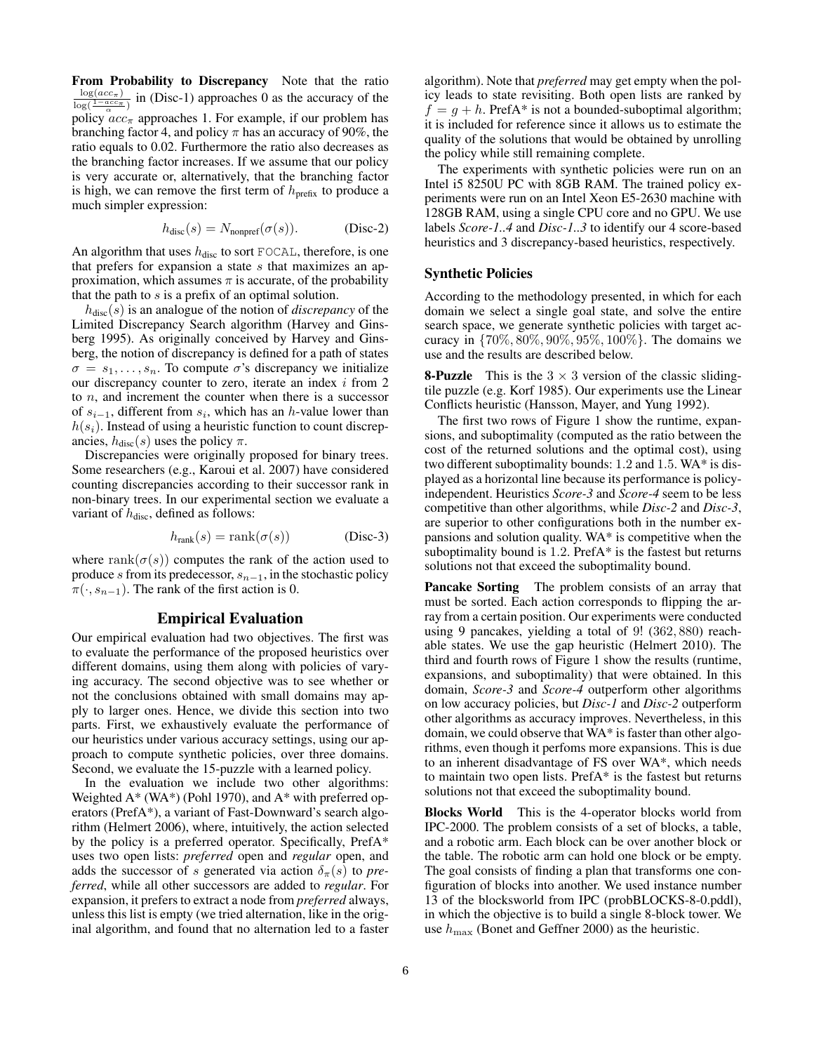**From Probability to Discrepancy** Note that the ratio $\frac{\log(acc_\pi)}{\log(\frac{1-acc_\pi}{\alpha})}$ in (Disc-1) approaches 0 as the accuracy of the policy $acc_\pi$ approaches 1. For example, if our problem has branching factor 4, and policy $\pi$ has an accuracy of 90%, the ratio equals to 0.02. Furthermore the ratio also decreases as the branching factor increases. If we assume that our policy is very accurate or, alternatively, that the branching factor is high, we can remove the first term of $h_{\text{prefix}}$ to produce a much simpler expression:

$$h_{\text{disc}}(s) = N_{\text{nonpref}}(\sigma(s)). \qquad \text{(Disc-2)}$$

An algorithm that uses $h_{\text{disc}}$ to sort FOCAL, therefore, is one that prefers for expansion a state $s$ that maximizes an approximation, which assumes $\pi$ is accurate, of the probability that the path to $s$ is a prefix of an optimal solution.

$h_{\text{disc}}(s)$ is an analogue of the notion of *discrepancy* of the Limited Discrepancy Search algorithm (Harvey and Ginsberg 1995). As originally conceived by Harvey and Ginsberg, the notion of discrepancy is defined for a path of states $\sigma = s_1, \ldots, s_n$. To compute $\sigma$'s discrepancy we initialize our discrepancy counter to zero, iterate an index $i$ from 2 to $n$, and increment the counter when there is a successor of $s_{i-1}$, different from $s_i$, which has an $h$-value lower than $h(s_i)$. Instead of using a heuristic function to count discrepancies, $h_{\text{disc}}(s)$ uses the policy $\pi$.

Discrepancies were originally proposed for binary trees. Some researchers (e.g., Karoui et al. 2007) have considered counting discrepancies according to their successor rank in non-binary trees. In our experimental section we evaluate a variant of $h_{\text{disc}}$, defined as follows:

$$h_{\text{rank}}(s) = \text{rank}(\sigma(s)) \qquad \text{(Disc-3)}$$

where $\text{rank}(\sigma(s))$ computes the rank of the action used to produce $s$ from its predecessor, $s_{n-1}$, in the stochastic policy $\pi(\cdot, s_{n-1})$. The rank of the first action is 0.

## Empirical Evaluation

Our empirical evaluation had two objectives. The first was to evaluate the performance of the proposed heuristics over different domains, using them along with policies of varying accuracy. The second objective was to see whether or not the conclusions obtained with small domains may apply to larger ones. Hence, we divide this section into two parts. First, we exhaustively evaluate the performance of our heuristics under various accuracy settings, using our approach to compute synthetic policies, over three domains. Second, we evaluate the 15-puzzle with a learned policy.

In the evaluation we include two other algorithms: Weighted A* (WA*) (Pohl 1970), and A* with preferred operators (PrefA*), a variant of Fast-Downward's search algorithm (Helmert 2006), where, intuitively, the action selected by the policy is a preferred operator. Specifically, PrefA* uses two open lists: *preferred* open and *regular* open, and adds the successor of $s$ generated via action $\delta_\pi(s)$ to *preferred*, while all other successors are added to *regular*. For expansion, it prefers to extract a node from *preferred* always, unless this list is empty (we tried alternation, like in the original algorithm, and found that no alternation led to a faster algorithm). Note that *preferred* may get empty when the policy leads to state revisiting. Both open lists are ranked by $f = g + h$. PrefA* is not a bounded-suboptimal algorithm; it is included for reference since it allows us to estimate the quality of the solutions that would be obtained by unrolling the policy while still remaining complete.

The experiments with synthetic policies were run on an Intel i5 8250U PC with 8GB RAM. The trained policy experiments were run on an Intel Xeon E5-2630 machine with 128GB RAM, using a single CPU core and no GPU. We use labels *Score-1..4* and *Disc-1..3* to identify our 4 score-based heuristics and 3 discrepancy-based heuristics, respectively.

### Synthetic Policies

According to the methodology presented, in which for each domain we select a single goal state, and solve the entire search space, we generate synthetic policies with target accuracy in $\{70\%, 80\%, 90\%, 95\%, 100\%\}$. The domains we use and the results are described below.

**8-Puzzle** This is the $3 \times 3$ version of the classic sliding-tile puzzle (e.g. Korf 1985). Our experiments use the Linear Conflicts heuristic (Hansson, Mayer, and Yung 1992).

The first two rows of Figure 1 show the runtime, expansions, and suboptimality (computed as the ratio between the cost of the returned solutions and the optimal cost), using two different suboptimality bounds: 1.2 and 1.5. WA* is displayed as a horizontal line because its performance is policy-independent. Heuristics *Score-3* and *Score-4* seem to be less competitive than other algorithms, while *Disc-2* and *Disc-3*, are superior to other configurations both in the number expansions and solution quality. WA* is competitive when the suboptimality bound is 1.2. PrefA* is the fastest but returns solutions not that exceed the suboptimality bound.

**Pancake Sorting** The problem consists of an array that must be sorted. Each action corresponds to flipping the array from a certain position. Our experiments were conducted using 9 pancakes, yielding a total of 9! $(362,880)$ reachable states. We use the gap heuristic (Helmert 2010). The third and fourth rows of Figure 1 show the results (runtime, expansions, and suboptimality) that were obtained. In this domain, *Score-3* and *Score-4* outperform other algorithms on low accuracy policies, but *Disc-1* and *Disc-2* outperform other algorithms as accuracy improves. Nevertheless, in this domain, we could observe that WA* is faster than other algorithms, even though it perfoms more expansions. This is due to an inherent disadvantage of FS over WA*, which needs to maintain two open lists. PrefA* is the fastest but returns solutions not that exceed the suboptimality bound.

**Blocks World** This is the 4-operator blocks world from IPC-2000. The problem consists of a set of blocks, a table, and a robotic arm. Each block can be over another block or the table. The robotic arm can hold one block or be empty. The goal consists of finding a plan that transforms one configuration of blocks into another. We used instance number 13 of the blocksworld from IPC (probBLOCKS-8-0.pddl), in which the objective is to build a single 8-block tower. We use $h_{\max}$ (Bonet and Geffner 2000) as the heuristic.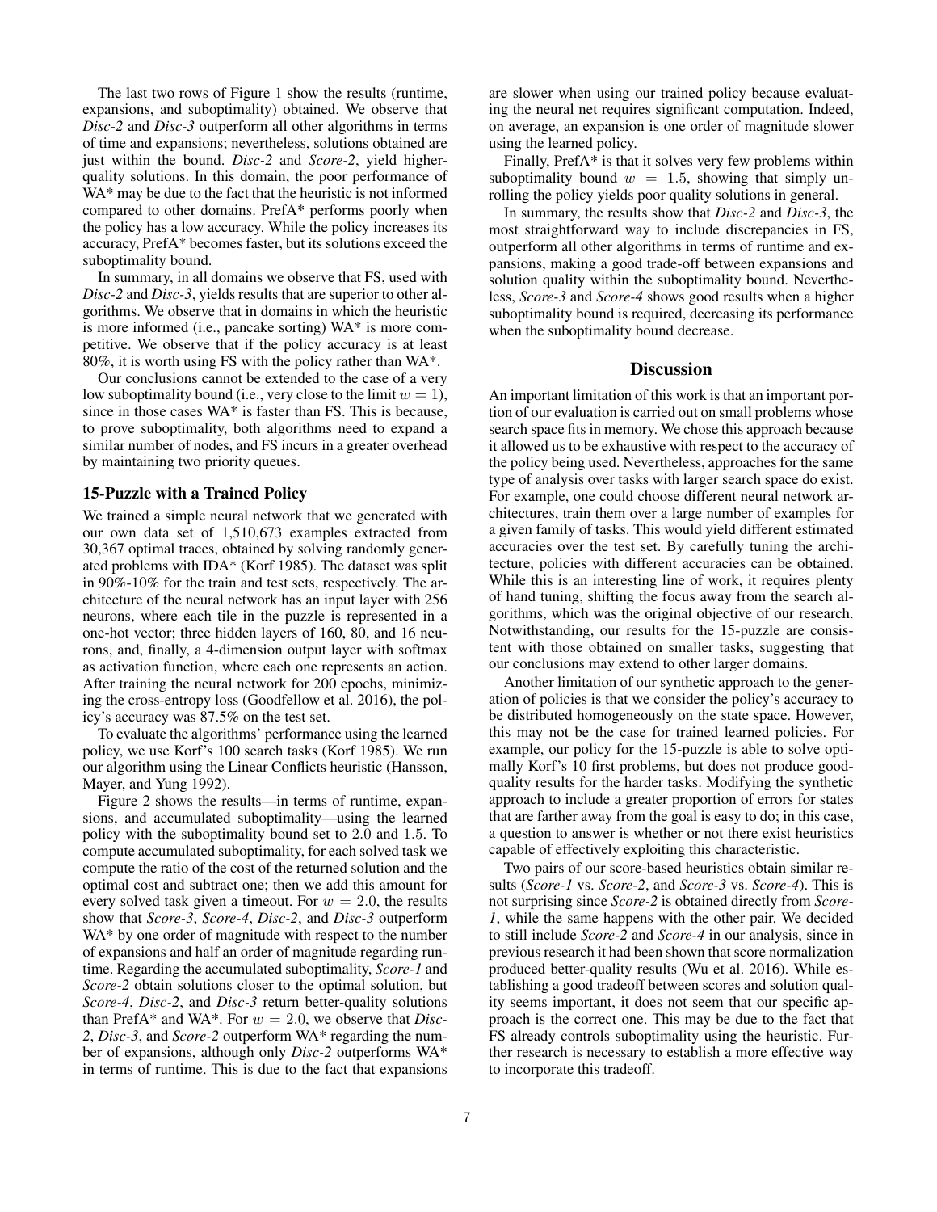The last two rows of Figure 1 show the results (runtime, expansions, and suboptimality) obtained. We observe that *Disc-2* and *Disc-3* outperform all other algorithms in terms of time and expansions; nevertheless, solutions obtained are just within the bound. *Disc-2* and *Score-2*, yield higher-quality solutions. In this domain, the poor performance of WA* may be due to the fact that the heuristic is not informed compared to other domains. PrefA* performs poorly when the policy has a low accuracy. While the policy increases its accuracy, PrefA* becomes faster, but its solutions exceed the suboptimality bound.

In summary, in all domains we observe that FS, used with *Disc-2* and *Disc-3*, yields results that are superior to other algorithms. We observe that in domains in which the heuristic is more informed (i.e., pancake sorting) WA* is more competitive. We observe that if the policy accuracy is at least 80%, it is worth using FS with the policy rather than WA*.

Our conclusions cannot be extended to the case of a very low suboptimality bound (i.e., very close to the limit $w = 1$), since in those cases WA* is faster than FS. This is because, to prove suboptimality, both algorithms need to expand a similar number of nodes, and FS incurs in a greater overhead by maintaining two priority queues.

### 15-Puzzle with a Trained Policy

We trained a simple neural network that we generated with our own data set of 1,510,673 examples extracted from 30,367 optimal traces, obtained by solving randomly generated problems with IDA* (Korf 1985). The dataset was split in 90%-10% for the train and test sets, respectively. The architecture of the neural network has an input layer with 256 neurons, where each tile in the puzzle is represented in a one-hot vector; three hidden layers of 160, 80, and 16 neurons, and, finally, a 4-dimension output layer with softmax as activation function, where each one represents an action. After training the neural network for 200 epochs, minimizing the cross-entropy loss (Goodfellow et al. 2016), the policy's accuracy was 87.5% on the test set.

To evaluate the algorithms' performance using the learned policy, we use Korf's 100 search tasks (Korf 1985). We run our algorithm using the Linear Conflicts heuristic (Hansson, Mayer, and Yung 1992).

Figure 2 shows the results—in terms of runtime, expansions, and accumulated suboptimality—using the learned policy with the suboptimality bound set to 2.0 and 1.5. To compute accumulated suboptimality, for each solved task we compute the ratio of the cost of the returned solution and the optimal cost and subtract one; then we add this amount for every solved task given a timeout. For $w = 2.0$, the results show that *Score-3*, *Score-4*, *Disc-2*, and *Disc-3* outperform WA* by one order of magnitude with respect to the number of expansions and half an order of magnitude regarding runtime. Regarding the accumulated suboptimality, *Score-1* and *Score-2* obtain solutions closer to the optimal solution, but *Score-4*, *Disc-2*, and *Disc-3* return better-quality solutions than PrefA* and WA*. For $w = 2.0$, we observe that *Disc-2*, *Disc-3*, and *Score-2* outperform WA* regarding the number of expansions, although only *Disc-2* outperforms WA* in terms of runtime. This is due to the fact that expansions are slower when using our trained policy because evaluating the neural net requires significant computation. Indeed, on average, an expansion is one order of magnitude slower using the learned policy.

Finally, PrefA* is that it solves very few problems within suboptimality bound $w = 1.5$, showing that simply unrolling the policy yields poor quality solutions in general.

In summary, the results show that *Disc-2* and *Disc-3*, the most straightforward way to include discrepancies in FS, outperform all other algorithms in terms of runtime and expansions, making a good trade-off between expansions and solution quality within the suboptimality bound. Nevertheless, *Score-3* and *Score-4* shows good results when a higher suboptimality bound is required, decreasing its performance when the suboptimality bound decrease.

## Discussion

An important limitation of this work is that an important portion of our evaluation is carried out on small problems whose search space fits in memory. We chose this approach because it allowed us to be exhaustive with respect to the accuracy of the policy being used. Nevertheless, approaches for the same type of analysis over tasks with larger search space do exist. For example, one could choose different neural network architectures, train them over a large number of examples for a given family of tasks. This would yield different estimated accuracies over the test set. By carefully tuning the architecture, policies with different accuracies can be obtained. While this is an interesting line of work, it requires plenty of hand tuning, shifting the focus away from the search algorithms, which was the original objective of our research. Notwithstanding, our results for the 15-puzzle are consistent with those obtained on smaller tasks, suggesting that our conclusions may extend to other larger domains.

Another limitation of our synthetic approach to the generation of policies is that we consider the policy's accuracy to be distributed homogeneously on the state space. However, this may not be the case for trained learned policies. For example, our policy for the 15-puzzle is able to solve optimally Korf's 10 first problems, but does not produce good-quality results for the harder tasks. Modifying the synthetic approach to include a greater proportion of errors for states that are farther away from the goal is easy to do; in this case, a question to answer is whether or not there exist heuristics capable of effectively exploiting this characteristic.

Two pairs of our score-based heuristics obtain similar results (*Score-1* vs. *Score-2*, and *Score-3* vs. *Score-4*). This is not surprising since *Score-2* is obtained directly from *Score-1*, while the same happens with the other pair. We decided to still include *Score-2* and *Score-4* in our analysis, since in previous research it had been shown that score normalization produced better-quality results (Wu et al. 2016). While establishing a good tradeoff between scores and solution quality seems important, it does not seem that our specific approach is the correct one. This may be due to the fact that FS already controls suboptimality using the heuristic. Further research is necessary to establish a more effective way to incorporate this tradeoff.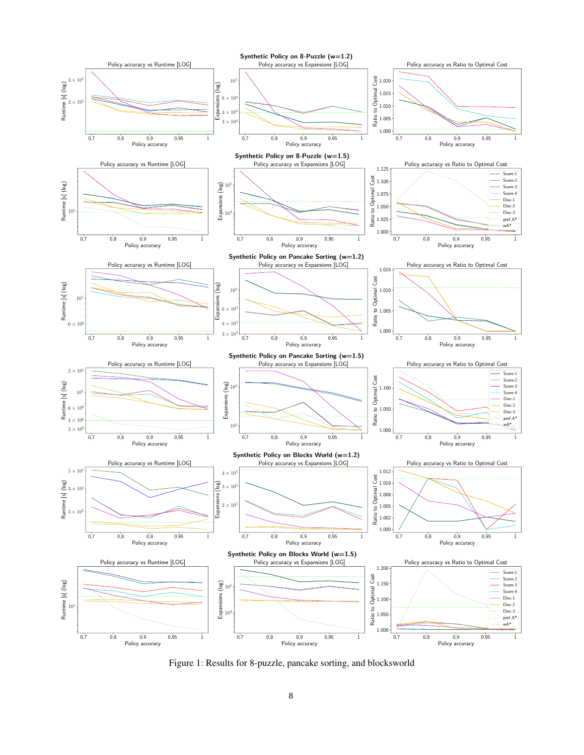Figure 1: Results for 8-puzzle, pancake sorting, and blocksworld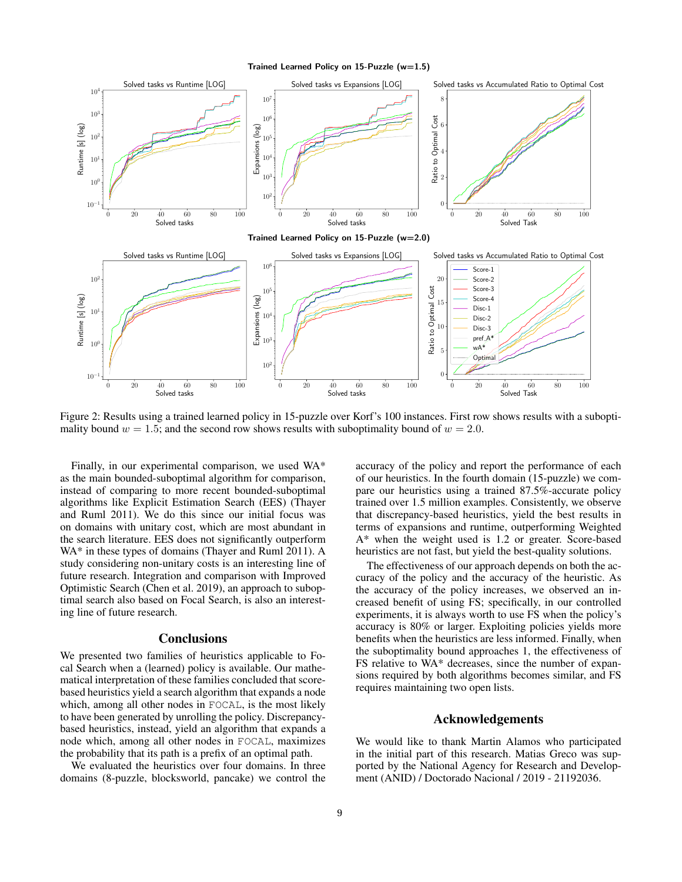Figure 2: Results using a trained learned policy in 15-puzzle over Korf's 100 instances. First row shows results with a suboptimality bound $w = 1.5$; and the second row shows results with suboptimality bound of $w = 2.0$.

Finally, in our experimental comparison, we used WA* as the main bounded-suboptimal algorithm for comparison, instead of comparing to more recent bounded-suboptimal algorithms like Explicit Estimation Search (EES) (Thayer and Ruml 2011). We do this since our initial focus was on domains with unitary cost, which are most abundant in the search literature. EES does not significantly outperform WA* in these types of domains (Thayer and Ruml 2011). A study considering non-unitary costs is an interesting line of future research. Integration and comparison with Improved Optimistic Search (Chen et al. 2019), an approach to suboptimal search also based on Focal Search, is also an interesting line of future research.

## Conclusions

We presented two families of heuristics applicable to Focal Search when a (learned) policy is available. Our mathematical interpretation of these families concluded that score-based heuristics yield a search algorithm that expands a node which, among all other nodes in FOCAL, is the most likely to have been generated by unrolling the policy. Discrepancy-based heuristics, instead, yield an algorithm that expands a node which, among all other nodes in FOCAL, maximizes the probability that its path is a prefix of an optimal path.

We evaluated the heuristics over four domains. In three domains (8-puzzle, blocksworld, pancake) we control the accuracy of the policy and report the performance of each of our heuristics. In the fourth domain (15-puzzle) we compare our heuristics using a trained 87.5%-accurate policy trained over 1.5 million examples. Consistently, we observe that discrepancy-based heuristics, yield the best results in terms of expansions and runtime, outperforming Weighted A* when the weight used is 1.2 or greater. Score-based heuristics are not fast, but yield the best-quality solutions.

The effectiveness of our approach depends on both the accuracy of the policy and the accuracy of the heuristic. As the accuracy of the policy increases, we observed an increased benefit of using FS; specifically, in our controlled experiments, it is always worth to use FS when the policy's accuracy is 80% or larger. Exploiting policies yields more benefits when the heuristics are less informed. Finally, when the suboptimality bound approaches 1, the effectiveness of FS relative to WA* decreases, since the number of expansions required by both algorithms becomes similar, and FS requires maintaining two open lists.

## Acknowledgements

We would like to thank Martin Alamos who participated in the initial part of this research. Matias Greco was supported by the National Agency for Research and Development (ANID) / Doctorado Nacional / 2019 - 21192036.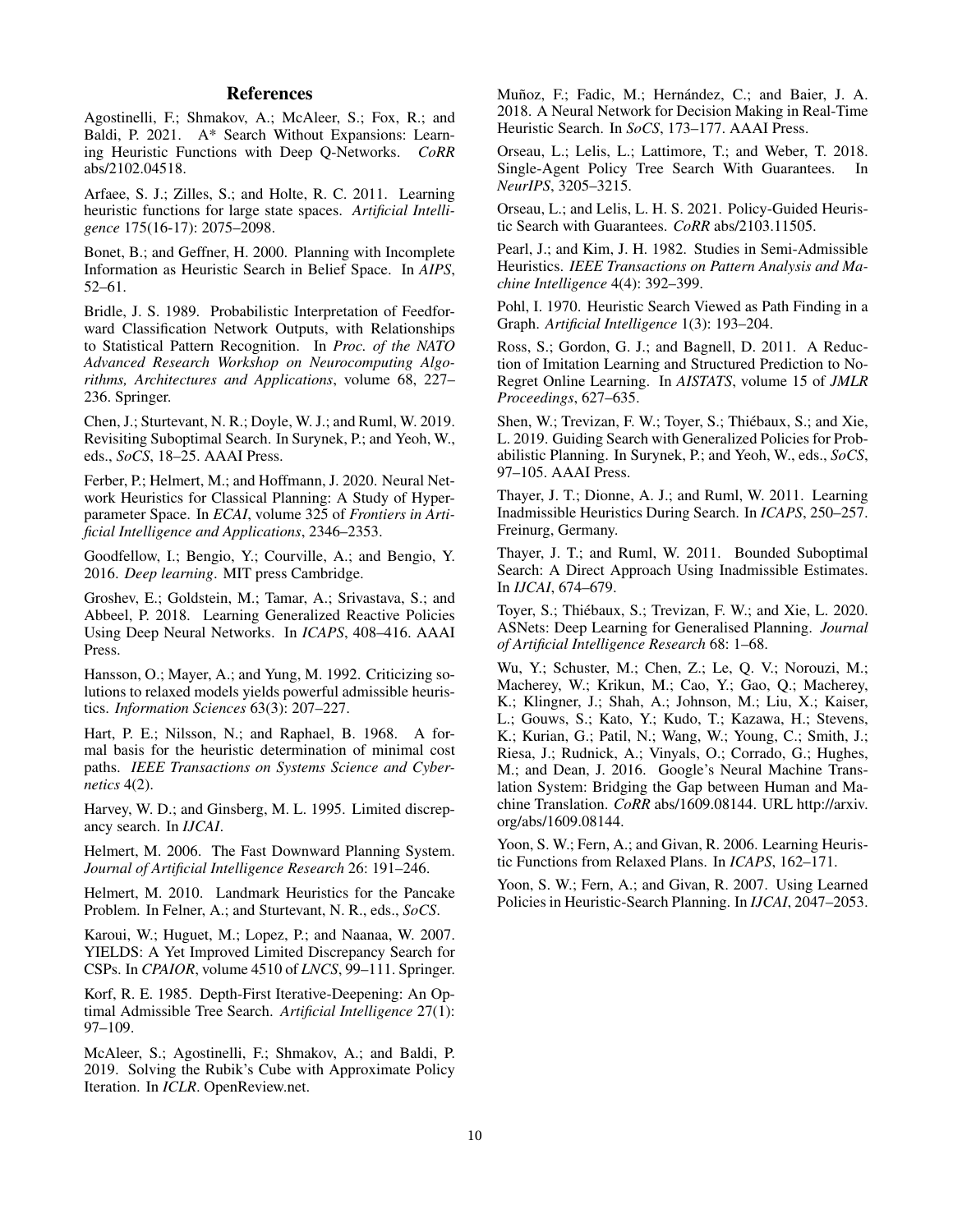## References

Agostinelli, F.; Shmakov, A.; McAleer, S.; Fox, R.; and Baldi, P. 2021. A* Search Without Expansions: Learning Heuristic Functions with Deep Q-Networks. *CoRR* abs/2102.04518.

Arfaee, S. J.; Zilles, S.; and Holte, R. C. 2011. Learning heuristic functions for large state spaces. *Artificial Intelligence* 175(16-17): 2075–2098.

Bonet, B.; and Geffner, H. 2000. Planning with Incomplete Information as Heuristic Search in Belief Space. In *AIPS*, 52–61.

Bridle, J. S. 1989. Probabilistic Interpretation of Feedforward Classification Network Outputs, with Relationships to Statistical Pattern Recognition. In *Proc. of the NATO Advanced Research Workshop on Neurocomputing Algorithms, Architectures and Applications*, volume 68, 227–236. Springer.

Chen, J.; Sturtevant, N. R.; Doyle, W. J.; and Ruml, W. 2019. Revisiting Suboptimal Search. In Surynek, P.; and Yeoh, W., eds., *SoCS*, 18–25. AAAI Press.

Ferber, P.; Helmert, M.; and Hoffmann, J. 2020. Neural Network Heuristics for Classical Planning: A Study of Hyperparameter Space. In *ECAI*, volume 325 of *Frontiers in Artificial Intelligence and Applications*, 2346–2353.

Goodfellow, I.; Bengio, Y.; Courville, A.; and Bengio, Y. 2016. *Deep learning*. MIT press Cambridge.

Groshev, E.; Goldstein, M.; Tamar, A.; Srivastava, S.; and Abbeel, P. 2018. Learning Generalized Reactive Policies Using Deep Neural Networks. In *ICAPS*, 408–416. AAAI Press.

Hansson, O.; Mayer, A.; and Yung, M. 1992. Criticizing solutions to relaxed models yields powerful admissible heuristics. *Information Sciences* 63(3): 207–227.

Hart, P. E.; Nilsson, N.; and Raphael, B. 1968. A formal basis for the heuristic determination of minimal cost paths. *IEEE Transactions on Systems Science and Cybernetics* 4(2).

Harvey, W. D.; and Ginsberg, M. L. 1995. Limited discrepancy search. In *IJCAI*.

Helmert, M. 2006. The Fast Downward Planning System. *Journal of Artificial Intelligence Research* 26: 191–246.

Helmert, M. 2010. Landmark Heuristics for the Pancake Problem. In Felner, A.; and Sturtevant, N. R., eds., *SoCS*.

Karoui, W.; Huguet, M.; Lopez, P.; and Naanaa, W. 2007. YIELDS: A Yet Improved Limited Discrepancy Search for CSPs. In *CPAIOR*, volume 4510 of *LNCS*, 99–111. Springer.

Korf, R. E. 1985. Depth-First Iterative-Deepening: An Optimal Admissible Tree Search. *Artificial Intelligence* 27(1): 97–109.

McAleer, S.; Agostinelli, F.; Shmakov, A.; and Baldi, P. 2019. Solving the Rubik's Cube with Approximate Policy Iteration. In *ICLR*. OpenReview.net.

Muñoz, F.; Fadic, M.; Hernández, C.; and Baier, J. A. 2018. A Neural Network for Decision Making in Real-Time Heuristic Search. In *SoCS*, 173–177. AAAI Press.

Orseau, L.; Lelis, L.; Lattimore, T.; and Weber, T. 2018. Single-Agent Policy Tree Search With Guarantees. In *NeurIPS*, 3205–3215.

Orseau, L.; and Lelis, L. H. S. 2021. Policy-Guided Heuristic Search with Guarantees. *CoRR* abs/2103.11505.

Pearl, J.; and Kim, J. H. 1982. Studies in Semi-Admissible Heuristics. *IEEE Transactions on Pattern Analysis and Machine Intelligence* 4(4): 392–399.

Pohl, I. 1970. Heuristic Search Viewed as Path Finding in a Graph. *Artificial Intelligence* 1(3): 193–204.

Ross, S.; Gordon, G. J.; and Bagnell, D. 2011. A Reduction of Imitation Learning and Structured Prediction to No-Regret Online Learning. In *AISTATS*, volume 15 of *JMLR Proceedings*, 627–635.

Shen, W.; Trevizan, F. W.; Toyer, S.; Thiébaux, S.; and Xie, L. 2019. Guiding Search with Generalized Policies for Probabilistic Planning. In Surynek, P.; and Yeoh, W., eds., *SoCS*, 97–105. AAAI Press.

Thayer, J. T.; Dionne, A. J.; and Ruml, W. 2011. Learning Inadmissible Heuristics During Search. In *ICAPS*, 250–257. Freinurg, Germany.

Thayer, J. T.; and Ruml, W. 2011. Bounded Suboptimal Search: A Direct Approach Using Inadmissible Estimates. In *IJCAI*, 674–679.

Toyer, S.; Thiébaux, S.; Trevizan, F. W.; and Xie, L. 2020. ASNets: Deep Learning for Generalised Planning. *Journal of Artificial Intelligence Research* 68: 1–68.

Wu, Y.; Schuster, M.; Chen, Z.; Le, Q. V.; Norouzi, M.; Macherey, W.; Krikun, M.; Cao, Y.; Gao, Q.; Macherey, K.; Klingner, J.; Shah, A.; Johnson, M.; Liu, X.; Kaiser, L.; Gouws, S.; Kato, Y.; Kudo, T.; Kazawa, H.; Stevens, K.; Kurian, G.; Patil, N.; Wang, W.; Young, C.; Smith, J.; Riesa, J.; Rudnick, A.; Vinyals, O.; Corrado, G.; Hughes, M.; and Dean, J. 2016. Google's Neural Machine Translation System: Bridging the Gap between Human and Machine Translation. *CoRR* abs/1609.08144. URL http://arxiv.org/abs/1609.08144.

Yoon, S. W.; Fern, A.; and Givan, R. 2006. Learning Heuristic Functions from Relaxed Plans. In *ICAPS*, 162–171.

Yoon, S. W.; Fern, A.; and Givan, R. 2007. Using Learned Policies in Heuristic-Search Planning. In *IJCAI*, 2047–2053.